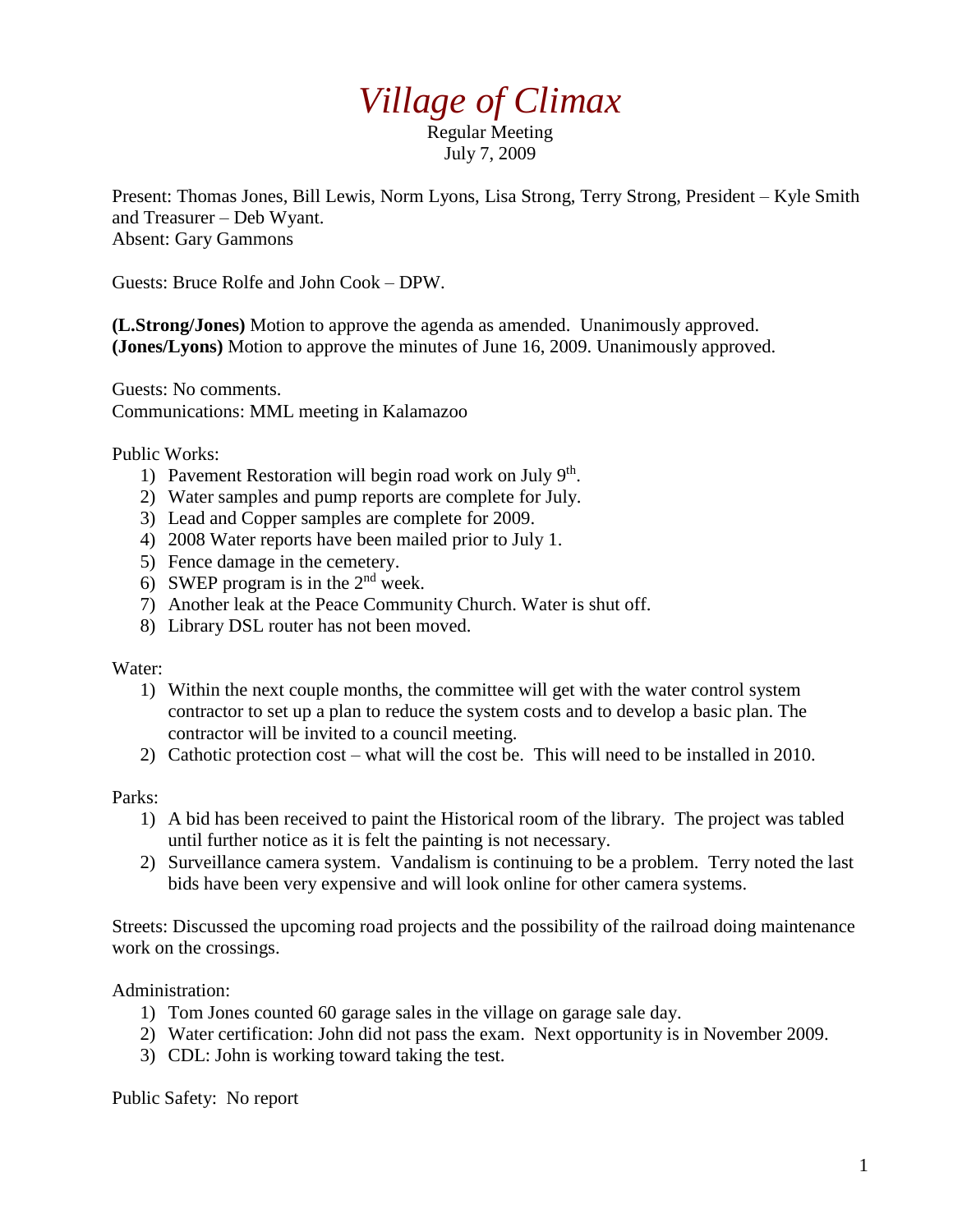# *Village of Climax*

Regular Meeting
July 7, 2009

Present: Thomas Jones, Bill Lewis, Norm Lyons, Lisa Strong, Terry Strong, President – Kyle Smith and Treasurer – Deb Wyant.
Absent: Gary Gammons

Guests: Bruce Rolfe and John Cook – DPW.

**(L.Strong/Jones)** Motion to approve the agenda as amended. Unanimously approved.
**(Jones/Lyons)** Motion to approve the minutes of June 16, 2009. Unanimously approved.

Guests: No comments.
Communications: MML meeting in Kalamazoo

Public Works:

1) Pavement Restoration will begin road work on July 9th.
2) Water samples and pump reports are complete for July.
3) Lead and Copper samples are complete for 2009.
4) 2008 Water reports have been mailed prior to July 1.
5) Fence damage in the cemetery.
6) SWEP program is in the 2nd week.
7) Another leak at the Peace Community Church. Water is shut off.
8) Library DSL router has not been moved.

Water:

1) Within the next couple months, the committee will get with the water control system contractor to set up a plan to reduce the system costs and to develop a basic plan. The contractor will be invited to a council meeting.
2) Cathotic protection cost – what will the cost be. This will need to be installed in 2010.

Parks:

1) A bid has been received to paint the Historical room of the library. The project was tabled until further notice as it is felt the painting is not necessary.
2) Surveillance camera system. Vandalism is continuing to be a problem. Terry noted the last bids have been very expensive and will look online for other camera systems.

Streets: Discussed the upcoming road projects and the possibility of the railroad doing maintenance work on the crossings.

Administration:

1) Tom Jones counted 60 garage sales in the village on garage sale day.
2) Water certification: John did not pass the exam. Next opportunity is in November 2009.
3) CDL: John is working toward taking the test.

Public Safety: No report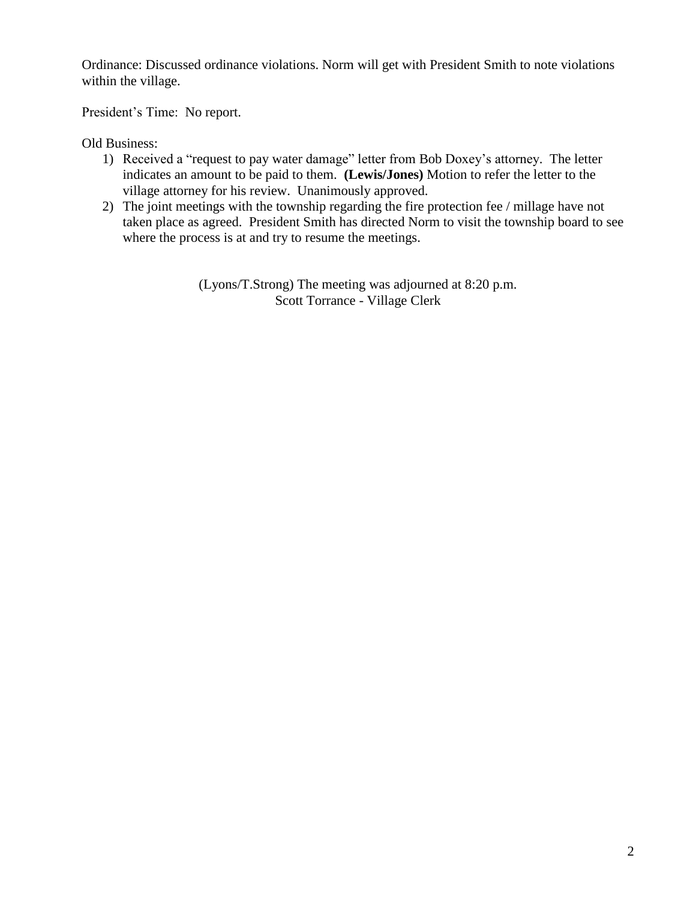Ordinance: Discussed ordinance violations. Norm will get with President Smith to note violations within the village.

President's Time: No report.

Old Business:

1) Received a "request to pay water damage" letter from Bob Doxey's attorney. The letter indicates an amount to be paid to them. **(Lewis/Jones)** Motion to refer the letter to the village attorney for his review. Unanimously approved.
2) The joint meetings with the township regarding the fire protection fee / millage have not taken place as agreed. President Smith has directed Norm to visit the township board to see where the process is at and try to resume the meetings.

(Lyons/T.Strong) The meeting was adjourned at 8:20 p.m.
Scott Torrance - Village Clerk